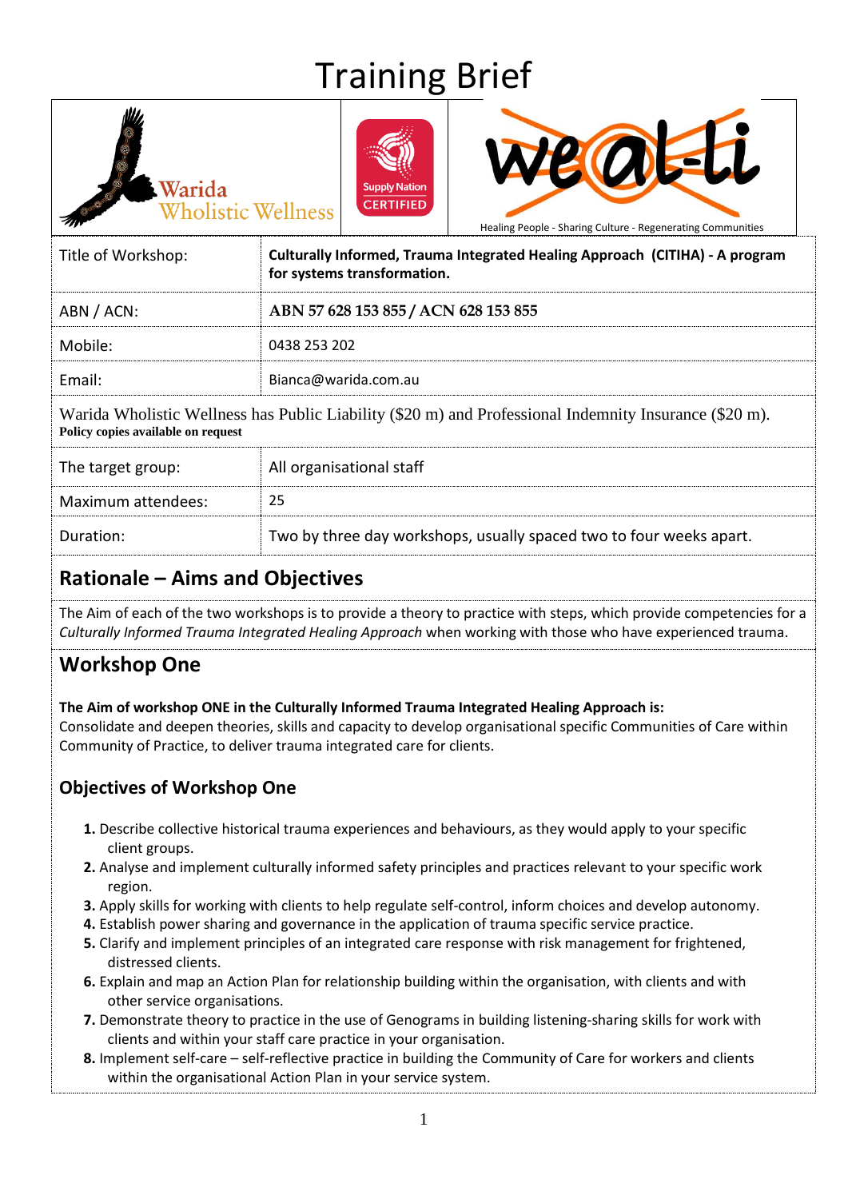# Training Brief

Warida Wholistic Wellness

Supply Nation CERTIFIED

we al-li

Healing People - Sharing Culture - Regenerating Communities

| | |
|---|---|
| Title of Workshop: | **Culturally Informed, Trauma Integrated Healing Approach (CITIHA) - A program for systems transformation.** |
| ABN / ACN: | **ABN 57 628 153 855 / ACN 628 153 855** |
| Mobile: | 0438 253 202 |
| Email: | Bianca@warida.com.au |

Warida Wholistic Wellness has Public Liability ($20 m) and Professional Indemnity Insurance ($20 m).
**Policy copies available on request**

| | |
|---|---|
| The target group: | All organisational staff |
| Maximum attendees: | 25 |
| Duration: | Two by three day workshops, usually spaced two to four weeks apart. |

## Rationale – Aims and Objectives

The Aim of each of the two workshops is to provide a theory to practice with steps, which provide competencies for a *Culturally Informed Trauma Integrated Healing Approach* when working with those who have experienced trauma.

## Workshop One

**The Aim of workshop ONE in the Culturally Informed Trauma Integrated Healing Approach is:**
Consolidate and deepen theories, skills and capacity to develop organisational specific Communities of Care within Community of Practice, to deliver trauma integrated care for clients.

### Objectives of Workshop One

1. Describe collective historical trauma experiences and behaviours, as they would apply to your specific client groups.
2. Analyse and implement culturally informed safety principles and practices relevant to your specific work region.
3. Apply skills for working with clients to help regulate self-control, inform choices and develop autonomy.
4. Establish power sharing and governance in the application of trauma specific service practice.
5. Clarify and implement principles of an integrated care response with risk management for frightened, distressed clients.
6. Explain and map an Action Plan for relationship building within the organisation, with clients and with other service organisations.
7. Demonstrate theory to practice in the use of Genograms in building listening-sharing skills for work with clients and within your staff care practice in your organisation.
8. Implement self-care – self-reflective practice in building the Community of Care for workers and clients within the organisational Action Plan in your service system.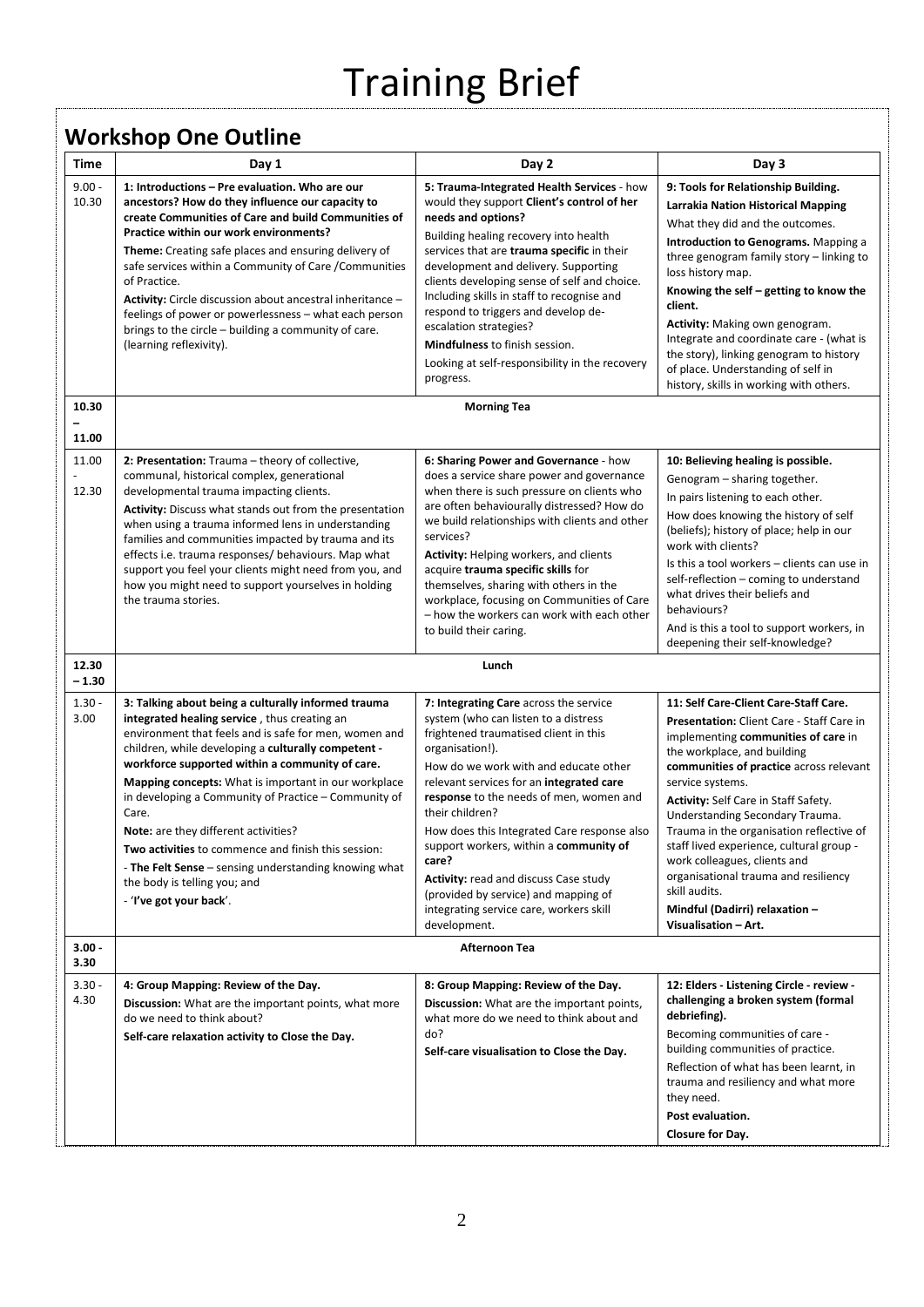# Training Brief

## Workshop One Outline

| Time | Day 1 | Day 2 | Day 3 |
|---|---|---|---|
| 9.00 - 10.30 | **1: Introductions – Pre evaluation. Who are our ancestors? How do they influence our capacity to create Communities of Care and build Communities of Practice within our work environments?** **Theme:** Creating safe places and ensuring delivery of safe services within a Community of Care /Communities of Practice. **Activity:** Circle discussion about ancestral inheritance – feelings of power or powerlessness – what each person brings to the circle – building a community of care. (learning reflexivity). | **5: Trauma-Integrated Health Services** - how would they support **Client's control of her needs and options?** Building healing recovery into health services that are **trauma specific** in their development and delivery. Supporting clients developing sense of self and choice. Including skills in staff to recognise and respond to triggers and develop de-escalation strategies? **Mindfulness** to finish session. Looking at self-responsibility in the recovery progress. | **9: Tools for Relationship Building.** **Larrakia Nation Historical Mapping** What they did and the outcomes. **Introduction to Genograms.** Mapping a three genogram family story – linking to loss history map. **Knowing the self – getting to know the client.** **Activity:** Making own genogram. Integrate and coordinate care - (what is the story), linking genogram to history of place. Understanding of self in history, skills in working with others. |
| **10.30 – 11.00** | **Morning Tea** | | |
| 11.00 - 12.30 | **2: Presentation:** Trauma – theory of collective, communal, historical complex, generational developmental trauma impacting clients. **Activity:** Discuss what stands out from the presentation when using a trauma informed lens in understanding families and communities impacted by trauma and its effects i.e. trauma responses/ behaviours. Map what support you feel your clients might need from you, and how you might need to support yourselves in holding the trauma stories. | **6: Sharing Power and Governance** - how does a service share power and governance when there is such pressure on clients who are often behaviourally distressed? How do we build relationships with clients and other services? **Activity:** Helping workers, and clients acquire **trauma specific skills** for themselves, sharing with others in the workplace, focusing on Communities of Care – how the workers can work with each other to build their caring. | **10: Believing healing is possible.** Genogram – sharing together. In pairs listening to each other. How does knowing the history of self (beliefs); history of place; help in our work with clients? Is this a tool workers – clients can use in self-reflection – coming to understand what drives their beliefs and behaviours? And is this a tool to support workers, in deepening their self-knowledge? |
| **12.30 – 1.30** | **Lunch** | | |
| 1.30 - 3.00 | **3: Talking about being a culturally informed trauma integrated healing service** , thus creating an environment that feels and is safe for men, women and children, while developing a **culturally competent - workforce supported within a community of care.** **Mapping concepts:** What is important in our workplace in developing a Community of Practice – Community of Care. **Note:** are they different activities? **Two activities** to commence and finish this session: - **The Felt Sense** – sensing understanding knowing what the body is telling you; and - '**I've got your back**'. | **7: Integrating Care** across the service system (who can listen to a distress frightened traumatised client in this organisation!). How do we work with and educate other relevant services for an **integrated care response** to the needs of men, women and their children? How does this Integrated Care response also support workers, within a **community of care?** **Activity:** read and discuss Case study (provided by service) and mapping of integrating service care, workers skill development. | **11: Self Care-Client Care-Staff Care.** **Presentation:** Client Care - Staff Care in implementing **communities of care** in the workplace, and building **communities of practice** across relevant service systems. **Activity:** Self Care in Staff Safety. Understanding Secondary Trauma. Trauma in the organisation reflective of staff lived experience, cultural group - work colleagues, clients and organisational trauma and resiliency skill audits. **Mindful (Dadirri) relaxation – Visualisation – Art.** |
| **3.00 - 3.30** | **Afternoon Tea** | | |
| 3.30 - 4.30 | **4: Group Mapping: Review of the Day.** **Discussion:** What are the important points, what more do we need to think about? **Self-care relaxation activity to Close the Day.** | **8: Group Mapping: Review of the Day.** **Discussion:** What are the important points, what more do we need to think about and do? **Self-care visualisation to Close the Day.** | **12: Elders - Listening Circle - review - challenging a broken system (formal debriefing).** Becoming communities of care - building communities of practice. Reflection of what has been learnt, in trauma and resiliency and what more they need. **Post evaluation.** **Closure for Day.** |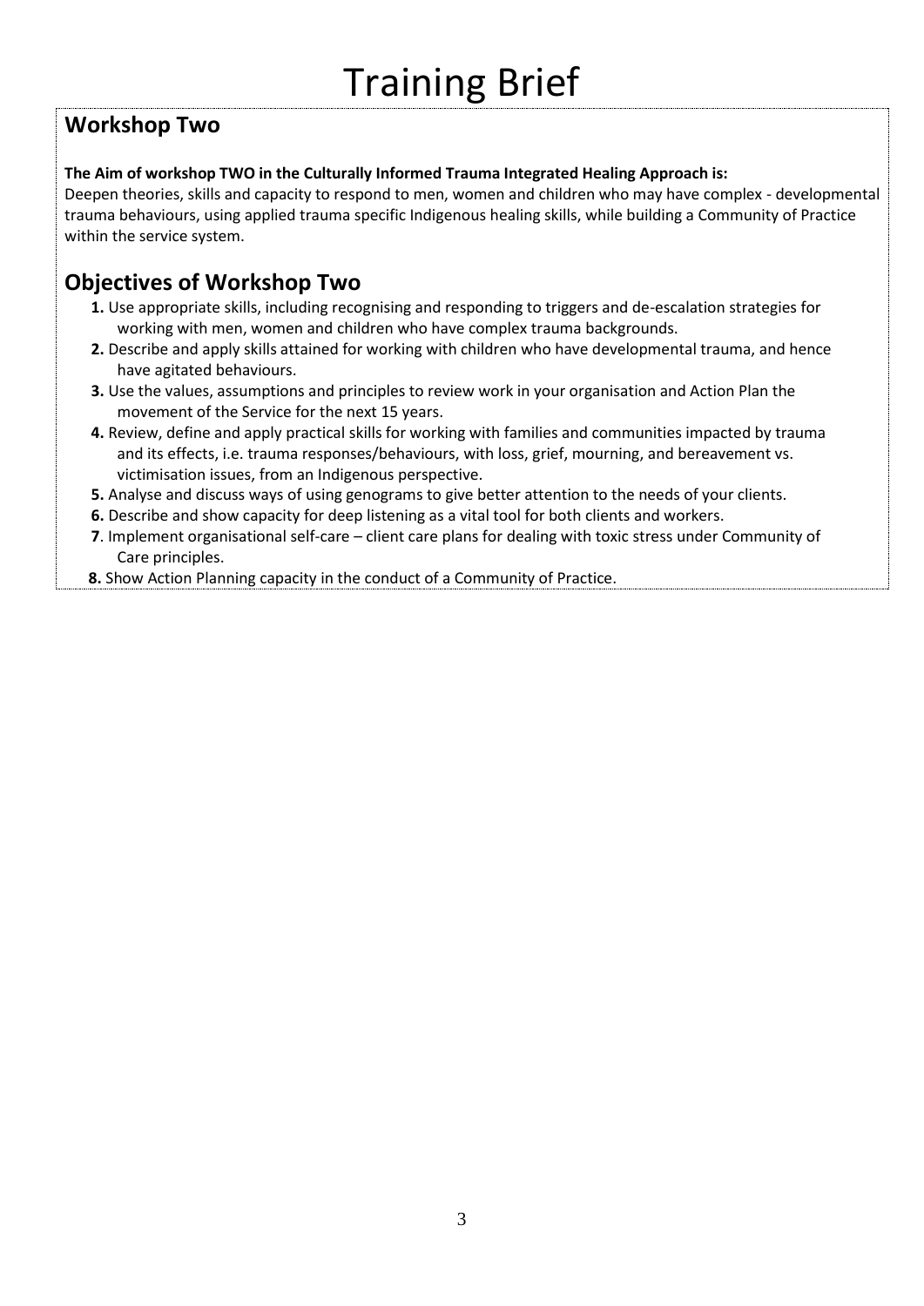# Training Brief

## Workshop Two

**The Aim of workshop TWO in the Culturally Informed Trauma Integrated Healing Approach is:**
Deepen theories, skills and capacity to respond to men, women and children who may have complex - developmental trauma behaviours, using applied trauma specific Indigenous healing skills, while building a Community of Practice within the service system.

## Objectives of Workshop Two

1. Use appropriate skills, including recognising and responding to triggers and de-escalation strategies for working with men, women and children who have complex trauma backgrounds.
2. Describe and apply skills attained for working with children who have developmental trauma, and hence have agitated behaviours.
3. Use the values, assumptions and principles to review work in your organisation and Action Plan the movement of the Service for the next 15 years.
4. Review, define and apply practical skills for working with families and communities impacted by trauma and its effects, i.e. trauma responses/behaviours, with loss, grief, mourning, and bereavement vs. victimisation issues, from an Indigenous perspective.
5. Analyse and discuss ways of using genograms to give better attention to the needs of your clients.
6. Describe and show capacity for deep listening as a vital tool for both clients and workers.
7. Implement organisational self-care – client care plans for dealing with toxic stress under Community of Care principles.
8. Show Action Planning capacity in the conduct of a Community of Practice.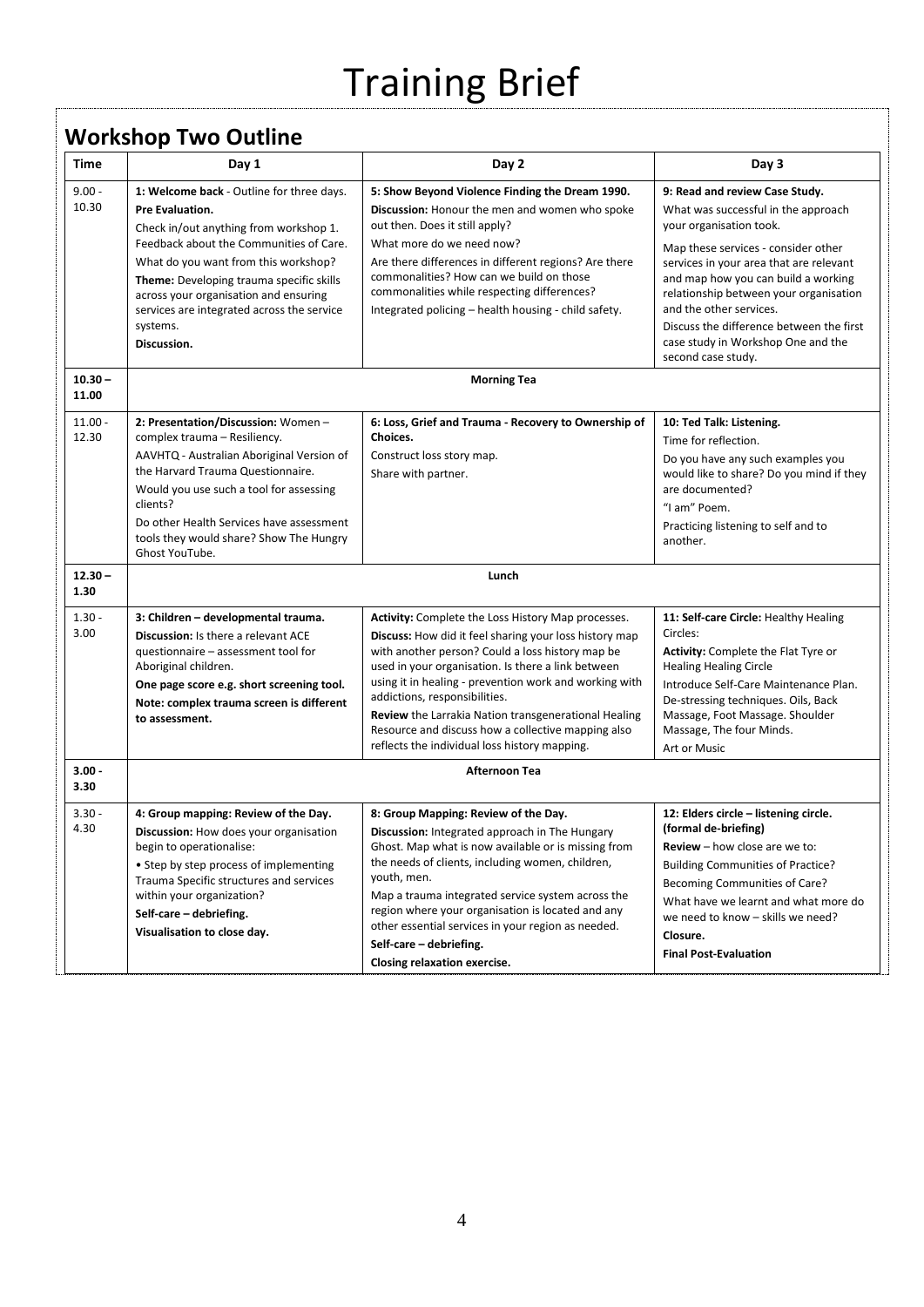# Training Brief

## Workshop Two Outline

| Time | Day 1 | Day 2 | Day 3 |
|---|---|---|---|
| 9.00 - 10.30 | **1: Welcome back** - Outline for three days.<br>**Pre Evaluation.**<br>Check in/out anything from workshop 1.<br>Feedback about the Communities of Care.<br>What do you want from this workshop?<br>**Theme:** Developing trauma specific skills across your organisation and ensuring services are integrated across the service systems.<br>**Discussion.** | **5: Show Beyond Violence Finding the Dream 1990.**<br>**Discussion:** Honour the men and women who spoke out then. Does it still apply?<br>What more do we need now?<br>Are there differences in different regions? Are there commonalities? How can we build on those commonalities while respecting differences?<br>Integrated policing – health housing - child safety. | **9: Read and review Case Study.**<br>What was successful in the approach your organisation took.<br>Map these services - consider other services in your area that are relevant and map how you can build a working relationship between your organisation and the other services.<br>Discuss the difference between the first case study in Workshop One and the second case study. |
| **10.30 – 11.00** | | **Morning Tea** | |
| 11.00 - 12.30 | **2: Presentation/Discussion:** Women – complex trauma – Resiliency.<br>AAVHTQ - Australian Aboriginal Version of the Harvard Trauma Questionnaire.<br>Would you use such a tool for assessing clients?<br>Do other Health Services have assessment tools they would share? Show The Hungry Ghost YouTube. | **6: Loss, Grief and Trauma - Recovery to Ownership of Choices.**<br>Construct loss story map.<br>Share with partner. | **10: Ted Talk: Listening.**<br>Time for reflection.<br>Do you have any such examples you would like to share? Do you mind if they are documented?<br>"I am" Poem.<br>Practicing listening to self and to another. |
| **12.30 – 1.30** | | **Lunch** | |
| 1.30 - 3.00 | **3: Children – developmental trauma.**<br>**Discussion:** Is there a relevant ACE questionnaire – assessment tool for Aboriginal children.<br>**One page score e.g. short screening tool.**<br>**Note: complex trauma screen is different to assessment.** | **Activity:** Complete the Loss History Map processes.<br>**Discuss:** How did it feel sharing your loss history map with another person? Could a loss history map be used in your organisation. Is there a link between using it in healing - prevention work and working with addictions, responsibilities.<br>**Review** the Larrakia Nation transgenerational Healing Resource and discuss how a collective mapping also reflects the individual loss history mapping. | **11: Self-care Circle:** Healthy Healing Circles:<br>**Activity:** Complete the Flat Tyre or Healing Healing Circle<br>Introduce Self-Care Maintenance Plan.<br>De-stressing techniques. Oils, Back Massage, Foot Massage. Shoulder Massage, The four Minds.<br>Art or Music |
| **3.00 - 3.30** | | **Afternoon Tea** | |
| 3.30 - 4.30 | **4: Group mapping: Review of the Day.**<br>**Discussion:** How does your organisation begin to operationalise:<br>• Step by step process of implementing Trauma Specific structures and services within your organization?<br>**Self-care – debriefing.**<br>**Visualisation to close day.** | **8: Group Mapping: Review of the Day.**<br>**Discussion:** Integrated approach in The Hungary Ghost. Map what is now available or is missing from the needs of clients, including women, children, youth, men.<br>Map a trauma integrated service system across the region where your organisation is located and any other essential services in your region as needed.<br>**Self-care – debriefing.**<br>**Closing relaxation exercise.** | **12: Elders circle – listening circle. (formal de-briefing)**<br>**Review** – how close are we to:<br>Building Communities of Practice?<br>Becoming Communities of Care?<br>What have we learnt and what more do we need to know – skills we need?<br>**Closure.**<br>**Final Post-Evaluation** |